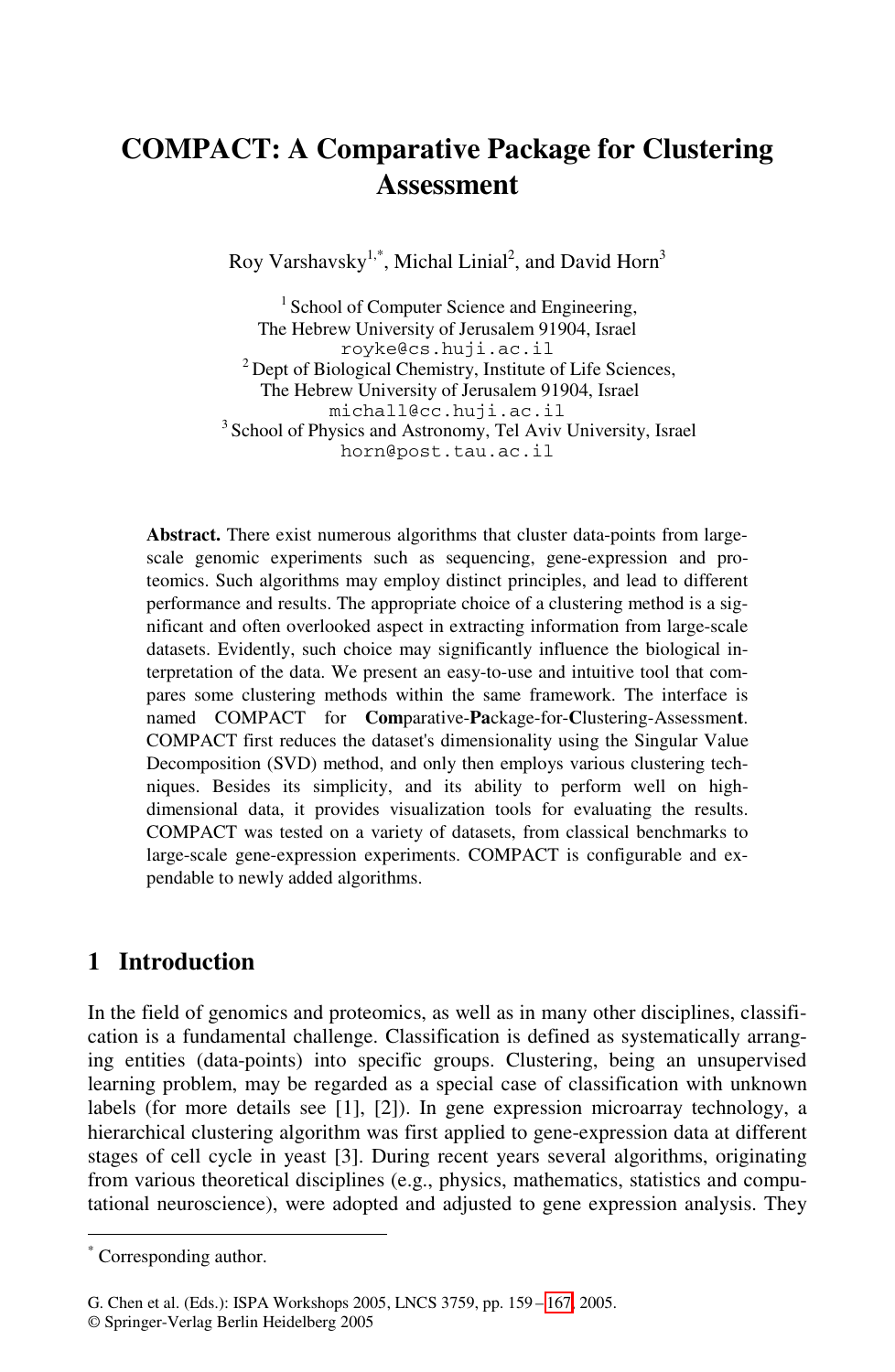# COMPACT: A Comparative Package for Clustering Assessment

Roy Varshavsky[1,*], Michal Linial[2], and David Horn[3]

[1] School of Computer Science and Engineering,
The Hebrew University of Jerusalem 91904, Israel
royke@cs.huji.ac.il

[2] Dept of Biological Chemistry, Institute of Life Sciences,
The Hebrew University of Jerusalem 91904, Israel
michall@cc.huji.ac.il

[3] School of Physics and Astronomy, Tel Aviv University, Israel
horn@post.tau.ac.il

**Abstract.** There exist numerous algorithms that cluster data-points from large-scale genomic experiments such as sequencing, gene-expression and proteomics. Such algorithms may employ distinct principles, and lead to different performance and results. The appropriate choice of a clustering method is a significant and often overlooked aspect in extracting information from large-scale datasets. Evidently, such choice may significantly influence the biological interpretation of the data. We present an easy-to-use and intuitive tool that compares some clustering methods within the same framework. The interface is named COMPACT for **Com**parative-**Pa**ckage-for-**C**lustering-Assessmen**t**. COMPACT first reduces the dataset's dimensionality using the Singular Value Decomposition (SVD) method, and only then employs various clustering techniques. Besides its simplicity, and its ability to perform well on high-dimensional data, it provides visualization tools for evaluating the results. COMPACT was tested on a variety of datasets, from classical benchmarks to large-scale gene-expression experiments. COMPACT is configurable and expendable to newly added algorithms.

## 1 Introduction

In the field of genomics and proteomics, as well as in many other disciplines, classification is a fundamental challenge. Classification is defined as systematically arranging entities (data-points) into specific groups. Clustering, being an unsupervised learning problem, may be regarded as a special case of classification with unknown labels (for more details see [1], [2]). In gene expression microarray technology, a hierarchical clustering algorithm was first applied to gene-expression data at different stages of cell cycle in yeast [3]. During recent years several algorithms, originating from various theoretical disciplines (e.g., physics, mathematics, statistics and computational neuroscience), were adopted and adjusted to gene expression analysis. They

[*] Corresponding author.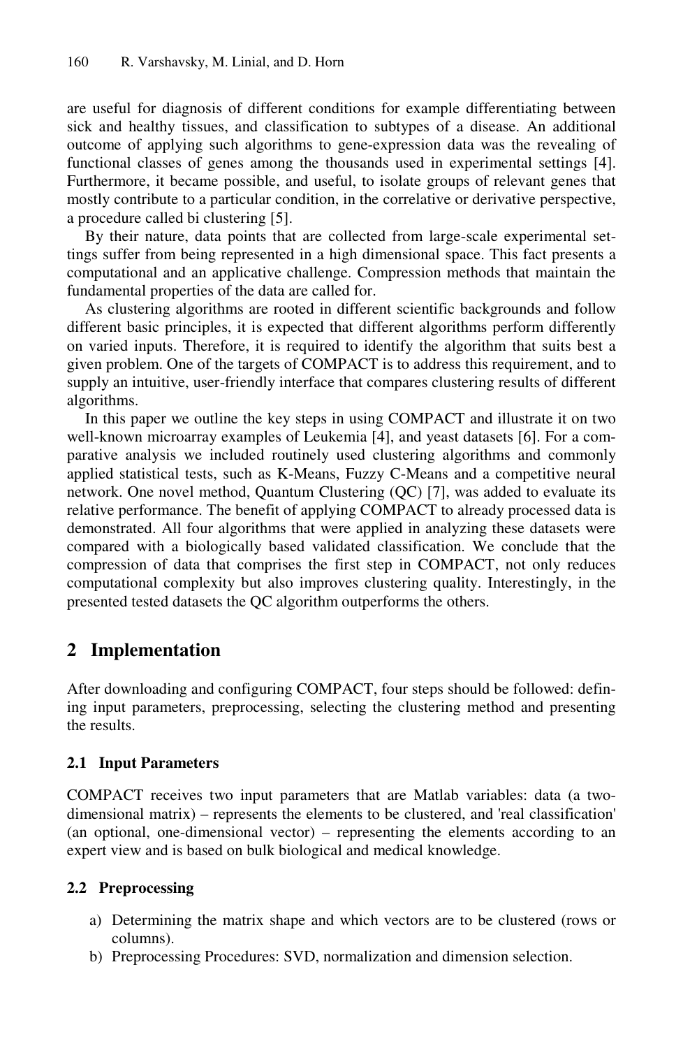are useful for diagnosis of different conditions for example differentiating between sick and healthy tissues, and classification to subtypes of a disease. An additional outcome of applying such algorithms to gene-expression data was the revealing of functional classes of genes among the thousands used in experimental settings [4]. Furthermore, it became possible, and useful, to isolate groups of relevant genes that mostly contribute to a particular condition, in the correlative or derivative perspective, a procedure called bi clustering [5].

By their nature, data points that are collected from large-scale experimental settings suffer from being represented in a high dimensional space. This fact presents a computational and an applicative challenge. Compression methods that maintain the fundamental properties of the data are called for.

As clustering algorithms are rooted in different scientific backgrounds and follow different basic principles, it is expected that different algorithms perform differently on varied inputs. Therefore, it is required to identify the algorithm that suits best a given problem. One of the targets of COMPACT is to address this requirement, and to supply an intuitive, user-friendly interface that compares clustering results of different algorithms.

In this paper we outline the key steps in using COMPACT and illustrate it on two well-known microarray examples of Leukemia [4], and yeast datasets [6]. For a comparative analysis we included routinely used clustering algorithms and commonly applied statistical tests, such as K-Means, Fuzzy C-Means and a competitive neural network. One novel method, Quantum Clustering (QC) [7], was added to evaluate its relative performance. The benefit of applying COMPACT to already processed data is demonstrated. All four algorithms that were applied in analyzing these datasets were compared with a biologically based validated classification. We conclude that the compression of data that comprises the first step in COMPACT, not only reduces computational complexity but also improves clustering quality. Interestingly, in the presented tested datasets the QC algorithm outperforms the others.

## 2 Implementation

After downloading and configuring COMPACT, four steps should be followed: defining input parameters, preprocessing, selecting the clustering method and presenting the results.

### 2.1 Input Parameters

COMPACT receives two input parameters that are Matlab variables: data (a two-dimensional matrix) – represents the elements to be clustered, and 'real classification' (an optional, one-dimensional vector) – representing the elements according to an expert view and is based on bulk biological and medical knowledge.

### 2.2 Preprocessing

a) Determining the matrix shape and which vectors are to be clustered (rows or columns).
b) Preprocessing Procedures: SVD, normalization and dimension selection.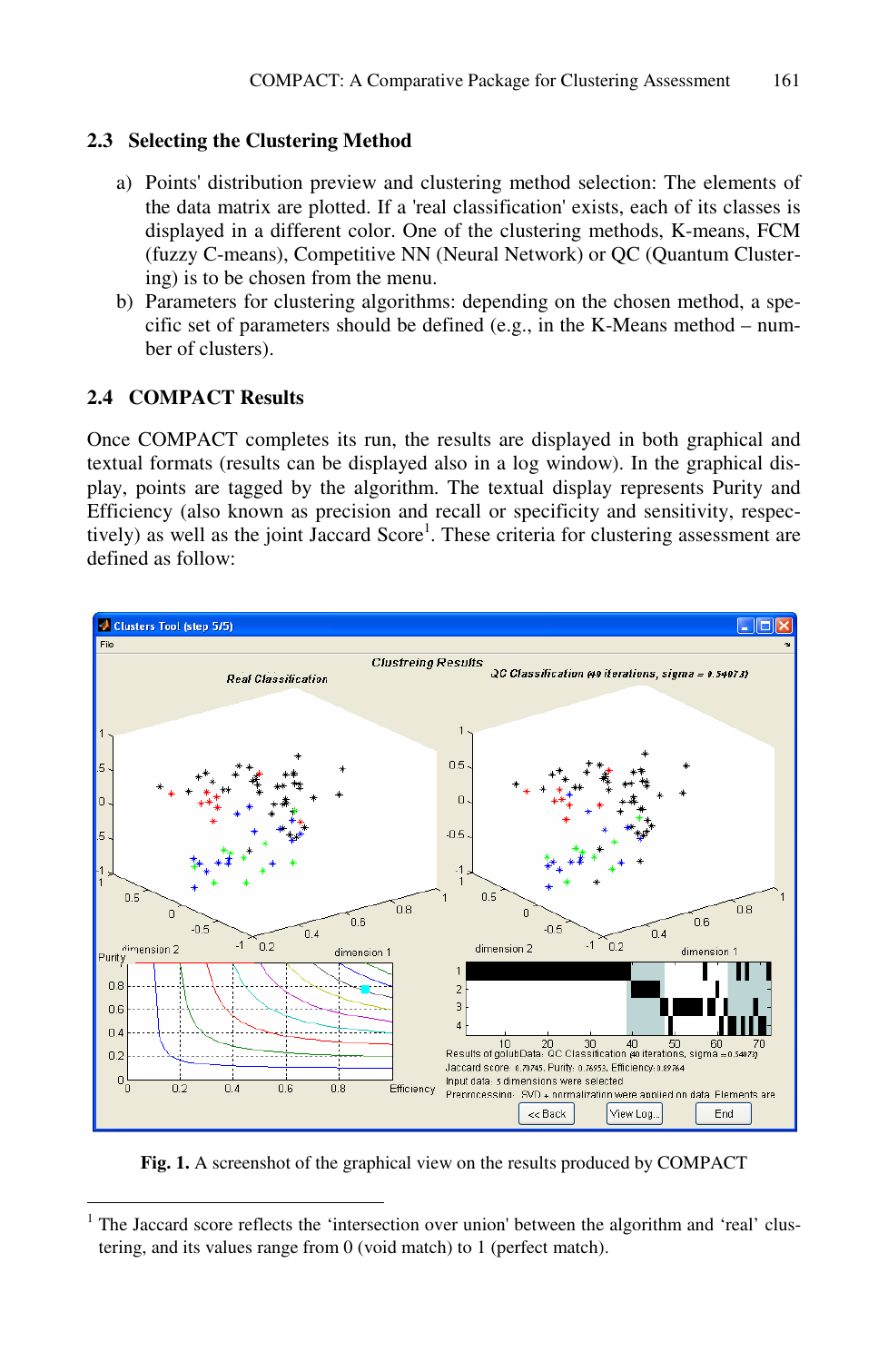### 2.3 Selecting the Clustering Method

a) Points' distribution preview and clustering method selection: The elements of the data matrix are plotted. If a 'real classification' exists, each of its classes is displayed in a different color. One of the clustering methods, K-means, FCM (fuzzy C-means), Competitive NN (Neural Network) or QC (Quantum Clustering) is to be chosen from the menu.
b) Parameters for clustering algorithms: depending on the chosen method, a specific set of parameters should be defined (e.g., in the K-Means method – number of clusters).

### 2.4 COMPACT Results

Once COMPACT completes its run, the results are displayed in both graphical and textual formats (results can be displayed also in a log window). In the graphical display, points are tagged by the algorithm. The textual display represents Purity and Efficiency (also known as precision and recall or specificity and sensitivity, respectively) as well as the joint Jaccard Score[1]. These criteria for clustering assessment are defined as follow:

**Fig. 1.** A screenshot of the graphical view on the results produced by COMPACT

[1] The Jaccard score reflects the 'intersection over union' between the algorithm and 'real' clustering, and its values range from 0 (void match) to 1 (perfect match).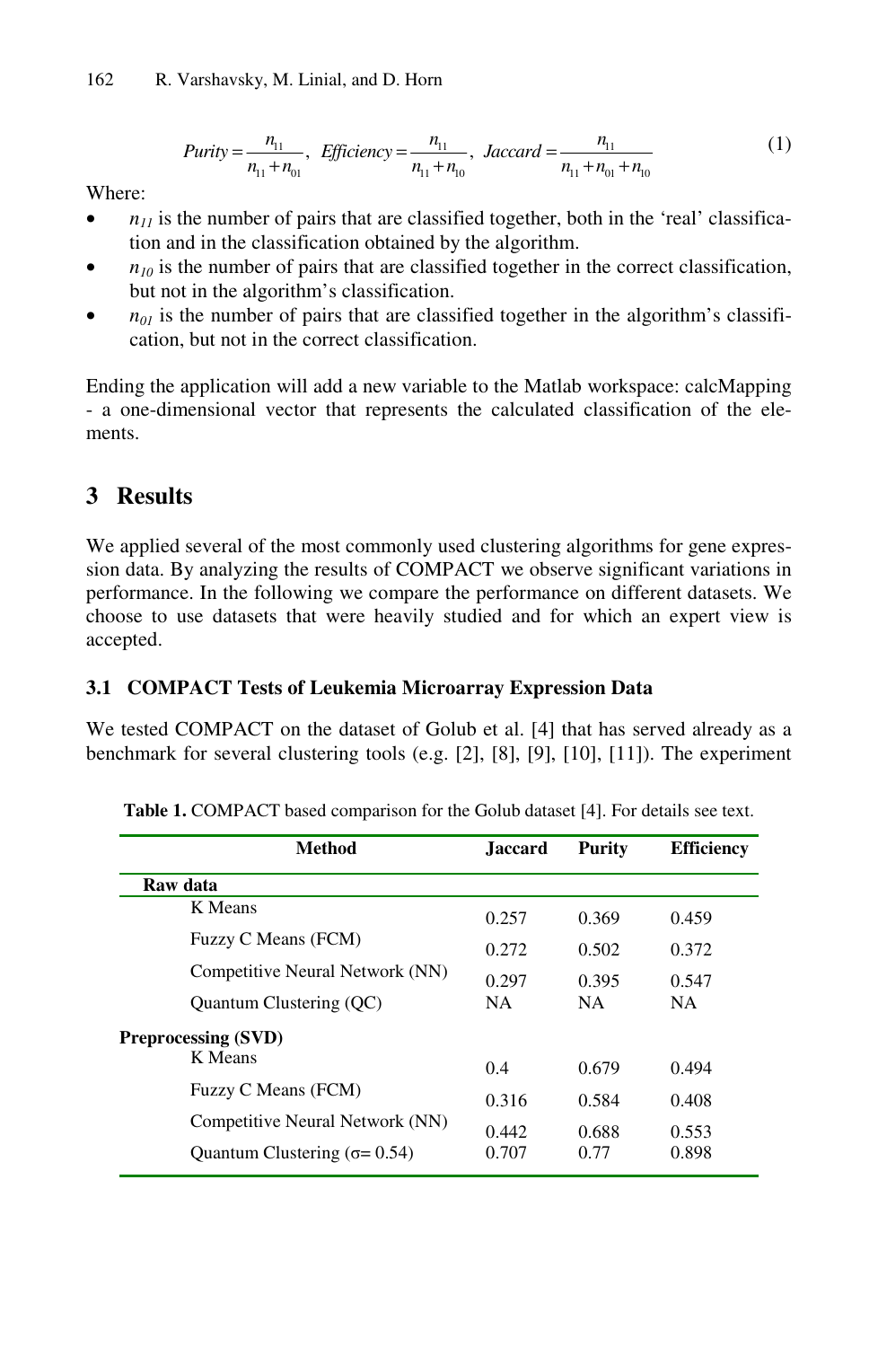$$Purity = \frac{n_{11}}{n_{11} + n_{01}}, \ \ Efficiency = \frac{n_{11}}{n_{11} + n_{10}}, \ \ Jaccard = \frac{n_{11}}{n_{11} + n_{01} + n_{10}} \tag{1}$$

Where:

- $n_{11}$ is the number of pairs that are classified together, both in the 'real' classification and in the classification obtained by the algorithm.
- $n_{10}$ is the number of pairs that are classified together in the correct classification, but not in the algorithm's classification.
- $n_{01}$ is the number of pairs that are classified together in the algorithm's classification, but not in the correct classification.

Ending the application will add a new variable to the Matlab workspace: calcMapping - a one-dimensional vector that represents the calculated classification of the elements.

## 3 Results

We applied several of the most commonly used clustering algorithms for gene expression data. By analyzing the results of COMPACT we observe significant variations in performance. In the following we compare the performance on different datasets. We choose to use datasets that were heavily studied and for which an expert view is accepted.

### 3.1 COMPACT Tests of Leukemia Microarray Expression Data

We tested COMPACT on the dataset of Golub et al. [4] that has served already as a benchmark for several clustering tools (e.g. [2], [8], [9], [10], [11]). The experiment

**Table 1.** COMPACT based comparison for the Golub dataset [4]. For details see text.

| Method | Jaccard | Purity | Efficiency |
|---|---|---|---|
| **Raw data** | | | |
| K Means | 0.257 | 0.369 | 0.459 |
| Fuzzy C Means (FCM) | 0.272 | 0.502 | 0.372 |
| Competitive Neural Network (NN) | 0.297 | 0.395 | 0.547 |
| Quantum Clustering (QC) | NA | NA | NA |
| **Preprocessing (SVD)** | | | |
| K Means | 0.4 | 0.679 | 0.494 |
| Fuzzy C Means (FCM) | 0.316 | 0.584 | 0.408 |
| Competitive Neural Network (NN) | 0.442 | 0.688 | 0.553 |
| Quantum Clustering ($\sigma$= 0.54) | 0.707 | 0.77 | 0.898 |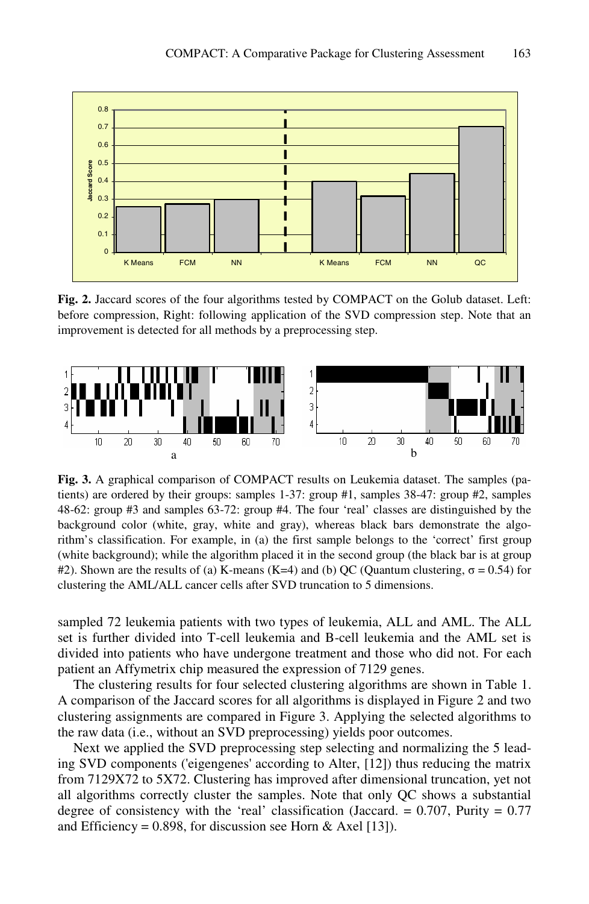**Fig. 2.** Jaccard scores of the four algorithms tested by COMPACT on the Golub dataset. Left: before compression, Right: following application of the SVD compression step. Note that an improvement is detected for all methods by a preprocessing step.

**Fig. 3.** A graphical comparison of COMPACT results on Leukemia dataset. The samples (patients) are ordered by their groups: samples 1-37: group #1, samples 38-47: group #2, samples 48-62: group #3 and samples 63-72: group #4. The four 'real' classes are distinguished by the background color (white, gray, white and gray), whereas black bars demonstrate the algorithm's classification. For example, in (a) the first sample belongs to the 'correct' first group (white background); while the algorithm placed it in the second group (the black bar is at group #2). Shown are the results of (a) K-means (K=4) and (b) QC (Quantum clustering, $\sigma = 0.54$) for clustering the AML/ALL cancer cells after SVD truncation to 5 dimensions.

sampled 72 leukemia patients with two types of leukemia, ALL and AML. The ALL set is further divided into T-cell leukemia and B-cell leukemia and the AML set is divided into patients who have undergone treatment and those who did not. For each patient an Affymetrix chip measured the expression of 7129 genes.

The clustering results for four selected clustering algorithms are shown in Table 1. A comparison of the Jaccard scores for all algorithms is displayed in Figure 2 and two clustering assignments are compared in Figure 3. Applying the selected algorithms to the raw data (i.e., without an SVD preprocessing) yields poor outcomes.

Next we applied the SVD preprocessing step selecting and normalizing the 5 leading SVD components ('eigengenes' according to Alter, [12]) thus reducing the matrix from 7129X72 to 5X72. Clustering has improved after dimensional truncation, yet not all algorithms correctly cluster the samples. Note that only QC shows a substantial degree of consistency with the 'real' classification (Jaccard. = 0.707, Purity = 0.77 and Efficiency = 0.898, for discussion see Horn & Axel [13]).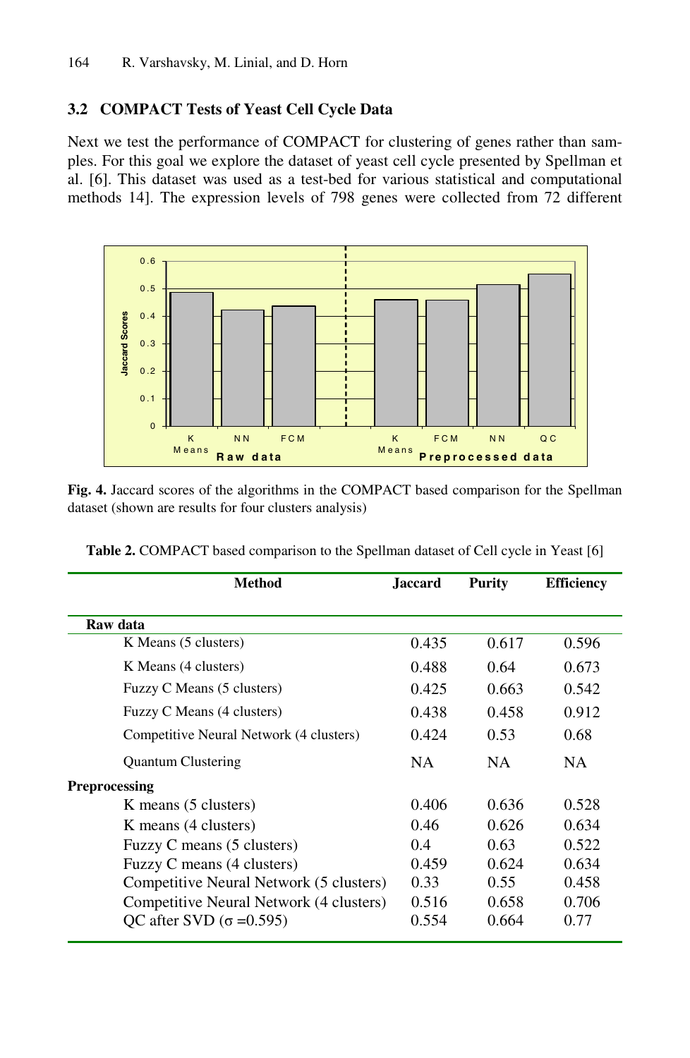### 3.2 COMPACT Tests of Yeast Cell Cycle Data

Next we test the performance of COMPACT for clustering of genes rather than samples. For this goal we explore the dataset of yeast cell cycle presented by Spellman et al. [6]. This dataset was used as a test-bed for various statistical and computational methods 14]. The expression levels of 798 genes were collected from 72 different

**Fig. 4.** Jaccard scores of the algorithms in the COMPACT based comparison for the Spellman dataset (shown are results for four clusters analysis)

**Table 2.** COMPACT based comparison to the Spellman dataset of Cell cycle in Yeast [6]

| Method | Jaccard | Purity | Efficiency |
|---|---|---|---|
| **Raw data** | | | |
| K Means (5 clusters) | 0.435 | 0.617 | 0.596 |
| K Means (4 clusters) | 0.488 | 0.64 | 0.673 |
| Fuzzy C Means (5 clusters) | 0.425 | 0.663 | 0.542 |
| Fuzzy C Means (4 clusters) | 0.438 | 0.458 | 0.912 |
| Competitive Neural Network (4 clusters) | 0.424 | 0.53 | 0.68 |
| Quantum Clustering | NA | NA | NA |
| **Preprocessing** | | | |
| K means (5 clusters) | 0.406 | 0.636 | 0.528 |
| K means (4 clusters) | 0.46 | 0.626 | 0.634 |
| Fuzzy C means (5 clusters) | 0.4 | 0.63 | 0.522 |
| Fuzzy C means (4 clusters) | 0.459 | 0.624 | 0.634 |
| Competitive Neural Network (5 clusters) | 0.33 | 0.55 | 0.458 |
| Competitive Neural Network (4 clusters) | 0.516 | 0.658 | 0.706 |
| QC after SVD ($\sigma$ =0.595) | 0.554 | 0.664 | 0.77 |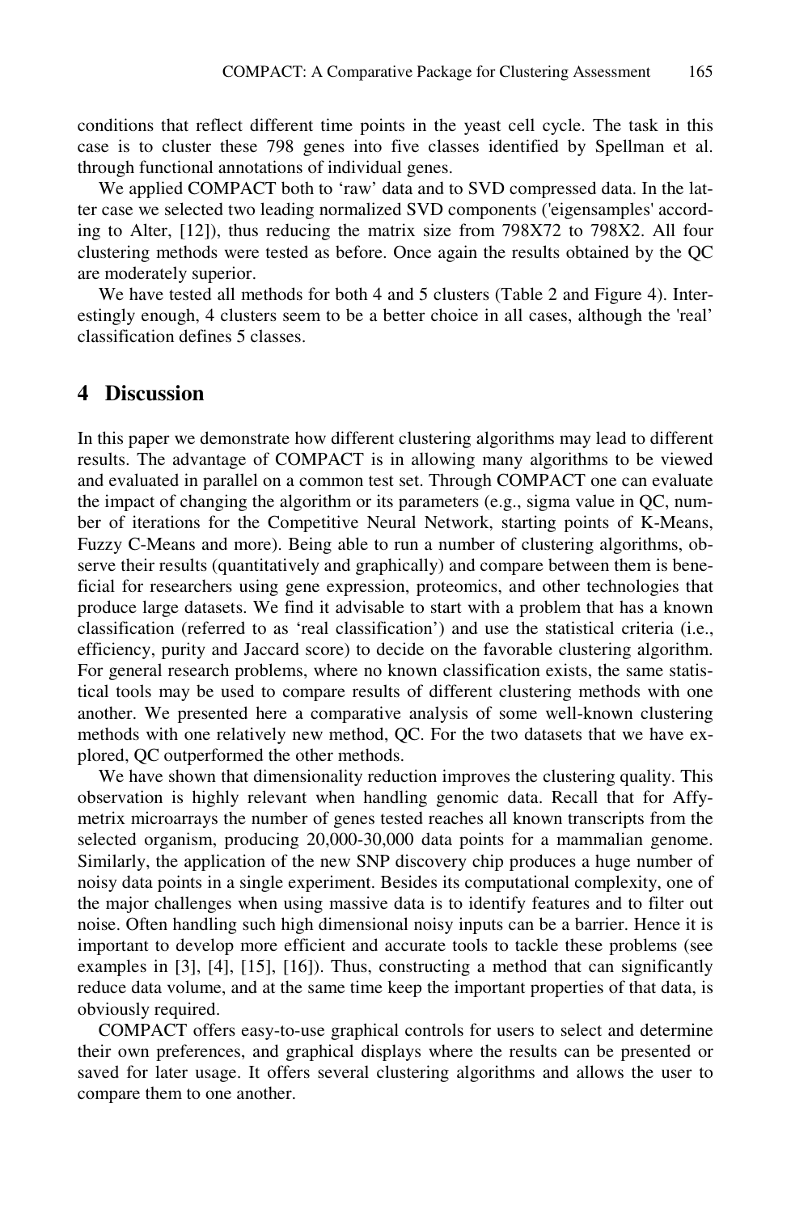conditions that reflect different time points in the yeast cell cycle. The task in this case is to cluster these 798 genes into five classes identified by Spellman et al. through functional annotations of individual genes.

We applied COMPACT both to 'raw' data and to SVD compressed data. In the latter case we selected two leading normalized SVD components ('eigensamples' according to Alter, [12]), thus reducing the matrix size from 798X72 to 798X2. All four clustering methods were tested as before. Once again the results obtained by the QC are moderately superior.

We have tested all methods for both 4 and 5 clusters (Table 2 and Figure 4). Interestingly enough, 4 clusters seem to be a better choice in all cases, although the 'real' classification defines 5 classes.

## 4 Discussion

In this paper we demonstrate how different clustering algorithms may lead to different results. The advantage of COMPACT is in allowing many algorithms to be viewed and evaluated in parallel on a common test set. Through COMPACT one can evaluate the impact of changing the algorithm or its parameters (e.g., sigma value in QC, number of iterations for the Competitive Neural Network, starting points of K-Means, Fuzzy C-Means and more). Being able to run a number of clustering algorithms, observe their results (quantitatively and graphically) and compare between them is beneficial for researchers using gene expression, proteomics, and other technologies that produce large datasets. We find it advisable to start with a problem that has a known classification (referred to as 'real classification') and use the statistical criteria (i.e., efficiency, purity and Jaccard score) to decide on the favorable clustering algorithm. For general research problems, where no known classification exists, the same statistical tools may be used to compare results of different clustering methods with one another. We presented here a comparative analysis of some well-known clustering methods with one relatively new method, QC. For the two datasets that we have explored, QC outperformed the other methods.

We have shown that dimensionality reduction improves the clustering quality. This observation is highly relevant when handling genomic data. Recall that for Affymetrix microarrays the number of genes tested reaches all known transcripts from the selected organism, producing 20,000-30,000 data points for a mammalian genome. Similarly, the application of the new SNP discovery chip produces a huge number of noisy data points in a single experiment. Besides its computational complexity, one of the major challenges when using massive data is to identify features and to filter out noise. Often handling such high dimensional noisy inputs can be a barrier. Hence it is important to develop more efficient and accurate tools to tackle these problems (see examples in [3], [4], [15], [16]). Thus, constructing a method that can significantly reduce data volume, and at the same time keep the important properties of that data, is obviously required.

COMPACT offers easy-to-use graphical controls for users to select and determine their own preferences, and graphical displays where the results can be presented or saved for later usage. It offers several clustering algorithms and allows the user to compare them to one another.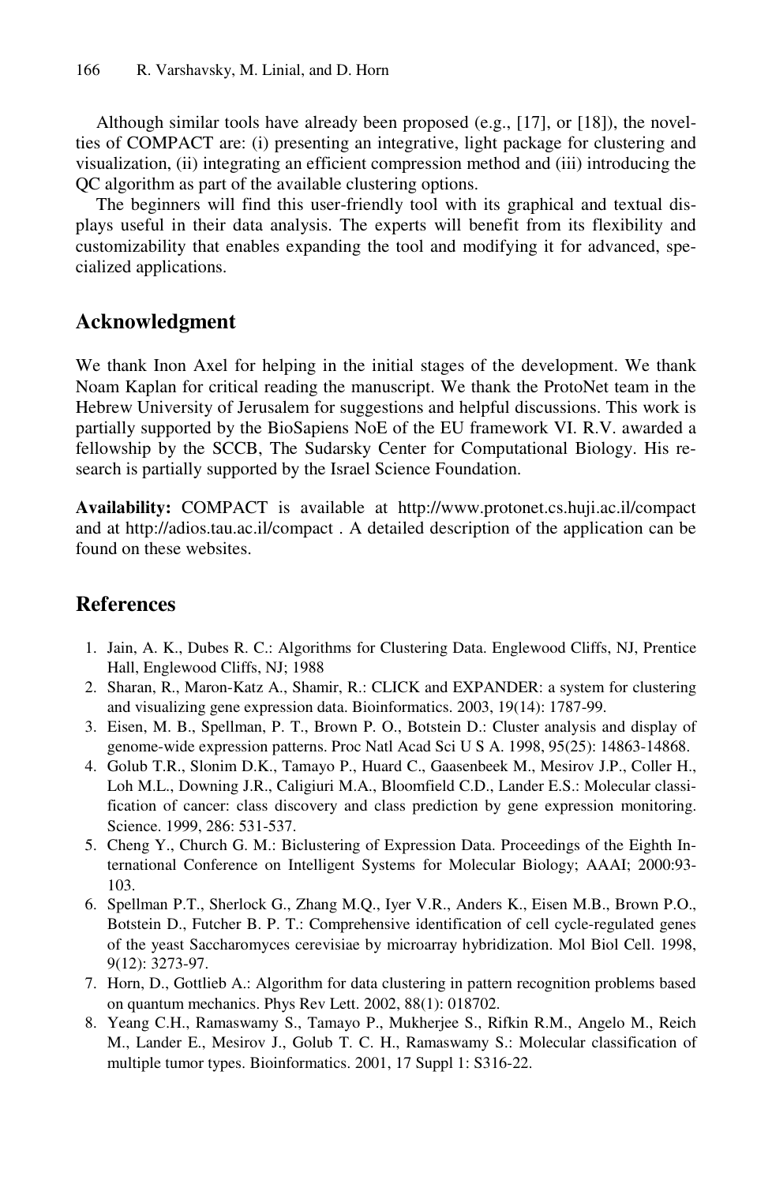Although similar tools have already been proposed (e.g., [17], or [18]), the novelties of COMPACT are: (i) presenting an integrative, light package for clustering and visualization, (ii) integrating an efficient compression method and (iii) introducing the QC algorithm as part of the available clustering options.

The beginners will find this user-friendly tool with its graphical and textual displays useful in their data analysis. The experts will benefit from its flexibility and customizability that enables expanding the tool and modifying it for advanced, specialized applications.

## Acknowledgment

We thank Inon Axel for helping in the initial stages of the development. We thank Noam Kaplan for critical reading the manuscript. We thank the ProtoNet team in the Hebrew University of Jerusalem for suggestions and helpful discussions. This work is partially supported by the BioSapiens NoE of the EU framework VI. R.V. awarded a fellowship by the SCCB, The Sudarsky Center for Computational Biology. His research is partially supported by the Israel Science Foundation.

**Availability:** COMPACT is available at http://www.protonet.cs.huji.ac.il/compact and at http://adios.tau.ac.il/compact . A detailed description of the application can be found on these websites.

## References

1. Jain, A. K., Dubes R. C.: Algorithms for Clustering Data. Englewood Cliffs, NJ, Prentice Hall, Englewood Cliffs, NJ; 1988
2. Sharan, R., Maron-Katz A., Shamir, R.: CLICK and EXPANDER: a system for clustering and visualizing gene expression data. Bioinformatics. 2003, 19(14): 1787-99.
3. Eisen, M. B., Spellman, P. T., Brown P. O., Botstein D.: Cluster analysis and display of genome-wide expression patterns. Proc Natl Acad Sci U S A. 1998, 95(25): 14863-14868.
4. Golub T.R., Slonim D.K., Tamayo P., Huard C., Gaasenbeek M., Mesirov J.P., Coller H., Loh M.L., Downing J.R., Caligiuri M.A., Bloomfield C.D., Lander E.S.: Molecular classification of cancer: class discovery and class prediction by gene expression monitoring. Science. 1999, 286: 531-537.
5. Cheng Y., Church G. M.: Biclustering of Expression Data. Proceedings of the Eighth International Conference on Intelligent Systems for Molecular Biology; AAAI; 2000:93-103.
6. Spellman P.T., Sherlock G., Zhang M.Q., Iyer V.R., Anders K., Eisen M.B., Brown P.O., Botstein D., Futcher B. P. T.: Comprehensive identification of cell cycle-regulated genes of the yeast Saccharomyces cerevisiae by microarray hybridization. Mol Biol Cell. 1998, 9(12): 3273-97.
7. Horn, D., Gottlieb A.: Algorithm for data clustering in pattern recognition problems based on quantum mechanics. Phys Rev Lett. 2002, 88(1): 018702.
8. Yeang C.H., Ramaswamy S., Tamayo P., Mukherjee S., Rifkin R.M., Angelo M., Reich M., Lander E., Mesirov J., Golub T. C. H., Ramaswamy S.: Molecular classification of multiple tumor types. Bioinformatics. 2001, 17 Suppl 1: S316-22.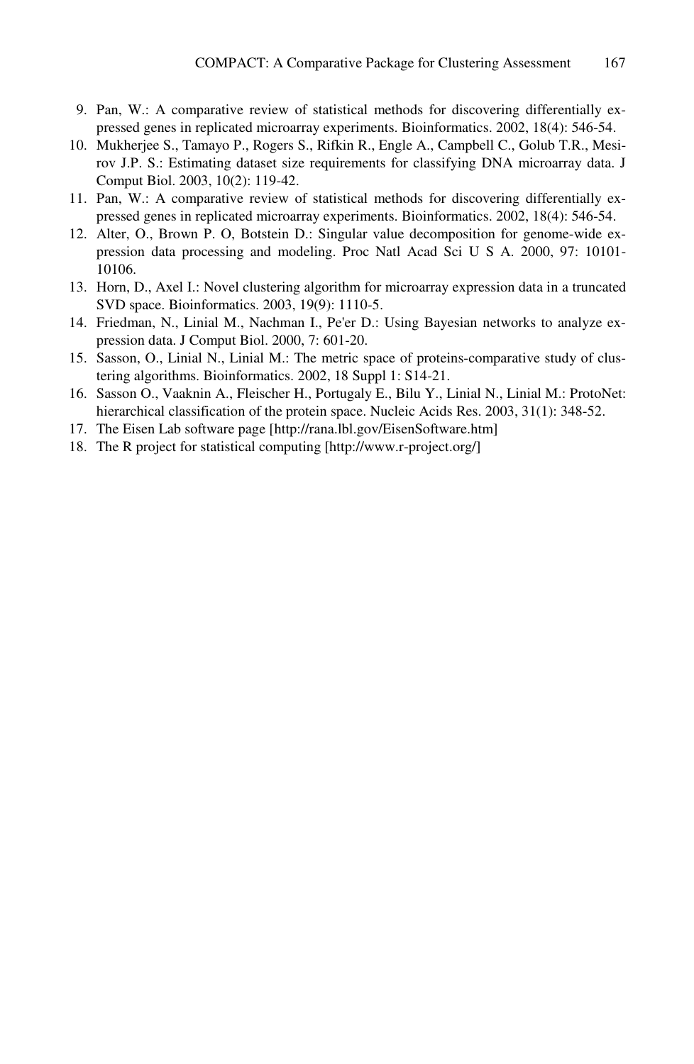9. Pan, W.: A comparative review of statistical methods for discovering differentially expressed genes in replicated microarray experiments. Bioinformatics. 2002, 18(4): 546-54.
10. Mukherjee S., Tamayo P., Rogers S., Rifkin R., Engle A., Campbell C., Golub T.R., Mesirov J.P. S.: Estimating dataset size requirements for classifying DNA microarray data. J Comput Biol. 2003, 10(2): 119-42.
11. Pan, W.: A comparative review of statistical methods for discovering differentially expressed genes in replicated microarray experiments. Bioinformatics. 2002, 18(4): 546-54.
12. Alter, O., Brown P. O, Botstein D.: Singular value decomposition for genome-wide expression data processing and modeling. Proc Natl Acad Sci U S A. 2000, 97: 10101-10106.
13. Horn, D., Axel I.: Novel clustering algorithm for microarray expression data in a truncated SVD space. Bioinformatics. 2003, 19(9): 1110-5.
14. Friedman, N., Linial M., Nachman I., Pe'er D.: Using Bayesian networks to analyze expression data. J Comput Biol. 2000, 7: 601-20.
15. Sasson, O., Linial N., Linial M.: The metric space of proteins-comparative study of clustering algorithms. Bioinformatics. 2002, 18 Suppl 1: S14-21.
16. Sasson O., Vaaknin A., Fleischer H., Portugaly E., Bilu Y., Linial N., Linial M.: ProtoNet: hierarchical classification of the protein space. Nucleic Acids Res. 2003, 31(1): 348-52.
17. The Eisen Lab software page [http://rana.lbl.gov/EisenSoftware.htm]
18. The R project for statistical computing [http://www.r-project.org/]